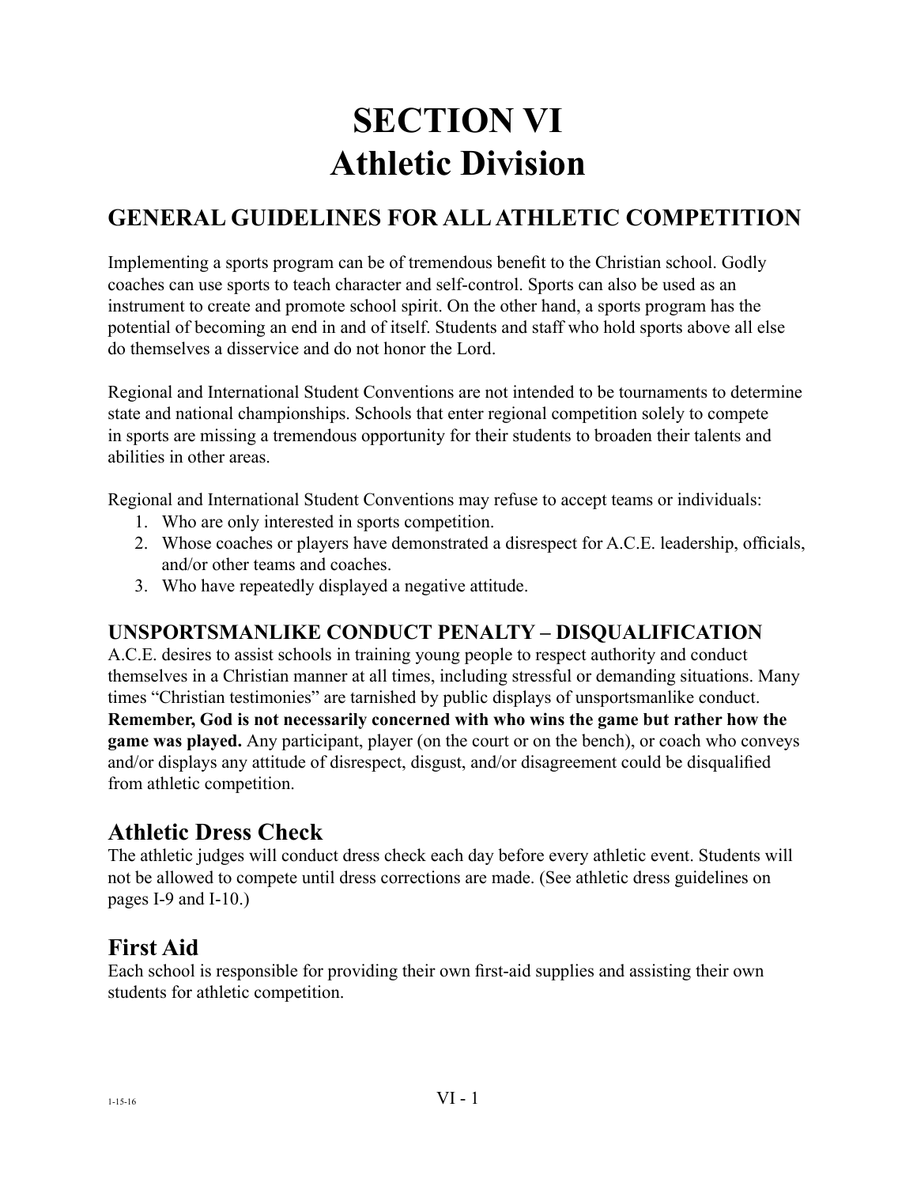# SECTION VI
# Athletic Division

## GENERAL GUIDELINES FOR ALL ATHLETIC COMPETITION

Implementing a sports program can be of tremendous benefit to the Christian school. Godly coaches can use sports to teach character and self-control. Sports can also be used as an instrument to create and promote school spirit. On the other hand, a sports program has the potential of becoming an end in and of itself. Students and staff who hold sports above all else do themselves a disservice and do not honor the Lord.

Regional and International Student Conventions are not intended to be tournaments to determine state and national championships. Schools that enter regional competition solely to compete in sports are missing a tremendous opportunity for their students to broaden their talents and abilities in other areas.

Regional and International Student Conventions may refuse to accept teams or individuals:

1. Who are only interested in sports competition.
2. Whose coaches or players have demonstrated a disrespect for A.C.E. leadership, officials, and/or other teams and coaches.
3. Who have repeatedly displayed a negative attitude.

### UNSPORTSMANLIKE CONDUCT PENALTY – DISQUALIFICATION

A.C.E. desires to assist schools in training young people to respect authority and conduct themselves in a Christian manner at all times, including stressful or demanding situations. Many times "Christian testimonies" are tarnished by public displays of unsportsmanlike conduct. **Remember, God is not necessarily concerned with who wins the game but rather how the game was played.** Any participant, player (on the court or on the bench), or coach who conveys and/or displays any attitude of disrespect, disgust, and/or disagreement could be disqualified from athletic competition.

## Athletic Dress Check

The athletic judges will conduct dress check each day before every athletic event. Students will not be allowed to compete until dress corrections are made. (See athletic dress guidelines on pages I-9 and I-10.)

## First Aid

Each school is responsible for providing their own first-aid supplies and assisting their own students for athletic competition.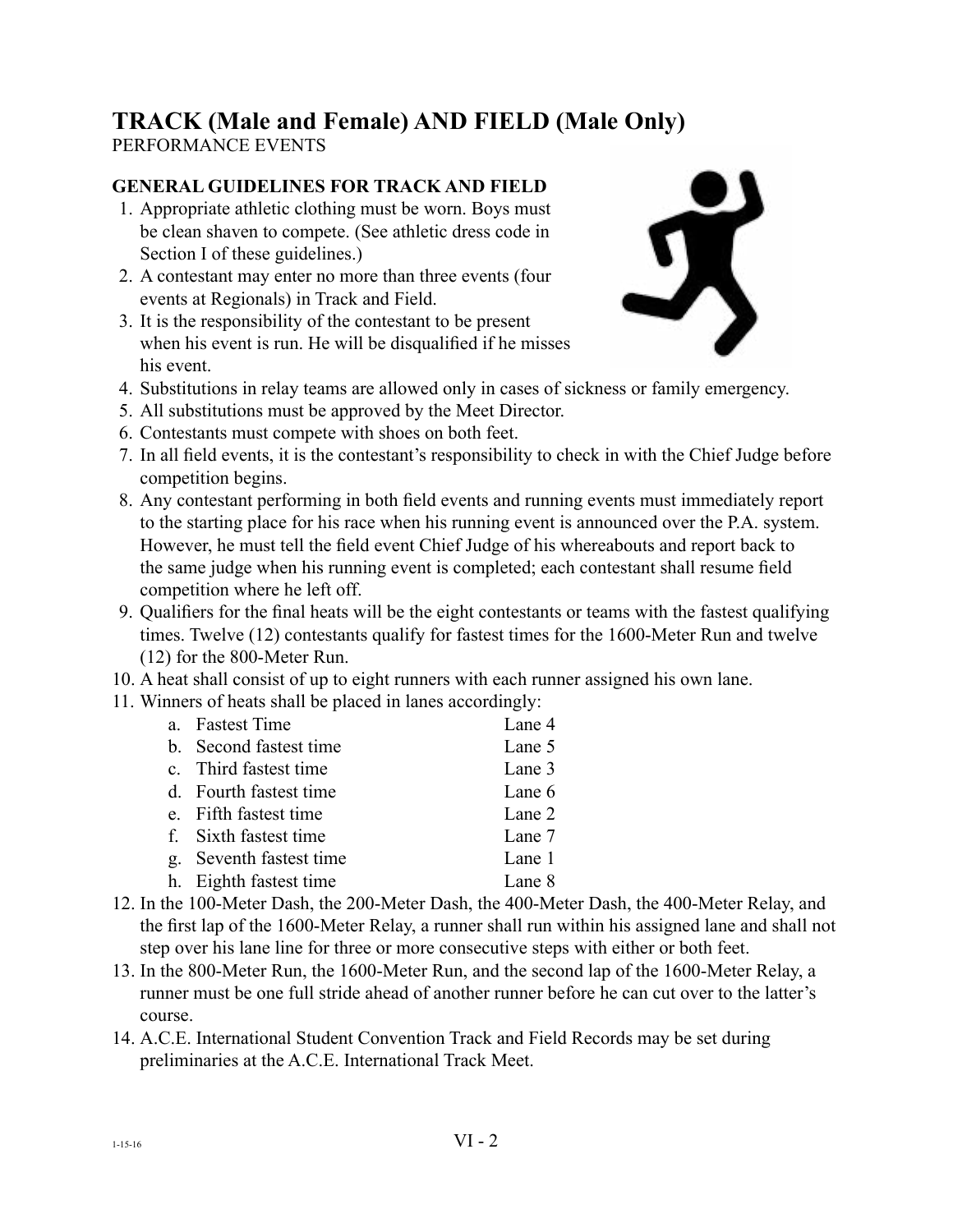# TRACK (Male and Female) AND FIELD (Male Only)

PERFORMANCE EVENTS

### GENERAL GUIDELINES FOR TRACK AND FIELD

1. Appropriate athletic clothing must be worn. Boys must be clean shaven to compete. (See athletic dress code in Section I of these guidelines.)
2. A contestant may enter no more than three events (four events at Regionals) in Track and Field.
3. It is the responsibility of the contestant to be present when his event is run. He will be disqualified if he misses his event.
4. Substitutions in relay teams are allowed only in cases of sickness or family emergency.
5. All substitutions must be approved by the Meet Director.
6. Contestants must compete with shoes on both feet.
7. In all field events, it is the contestant's responsibility to check in with the Chief Judge before competition begins.
8. Any contestant performing in both field events and running events must immediately report to the starting place for his race when his running event is announced over the P.A. system. However, he must tell the field event Chief Judge of his whereabouts and report back to the same judge when his running event is completed; each contestant shall resume field competition where he left off.
9. Qualifiers for the final heats will be the eight contestants or teams with the fastest qualifying times. Twelve (12) contestants qualify for fastest times for the 1600-Meter Run and twelve (12) for the 800-Meter Run.
10. A heat shall consist of up to eight runners with each runner assigned his own lane.
11. Winners of heats shall be placed in lanes accordingly:
    a. Fastest Time — Lane 4
    b. Second fastest time — Lane 5
    c. Third fastest time — Lane 3
    d. Fourth fastest time — Lane 6
    e. Fifth fastest time — Lane 2
    f. Sixth fastest time — Lane 7
    g. Seventh fastest time — Lane 1
    h. Eighth fastest time — Lane 8
12. In the 100-Meter Dash, the 200-Meter Dash, the 400-Meter Dash, the 400-Meter Relay, and the first lap of the 1600-Meter Relay, a runner shall run within his assigned lane and shall not step over his lane line for three or more consecutive steps with either or both feet.
13. In the 800-Meter Run, the 1600-Meter Run, and the second lap of the 1600-Meter Relay, a runner must be one full stride ahead of another runner before he can cut over to the latter's course.
14. A.C.E. International Student Convention Track and Field Records may be set during preliminaries at the A.C.E. International Track Meet.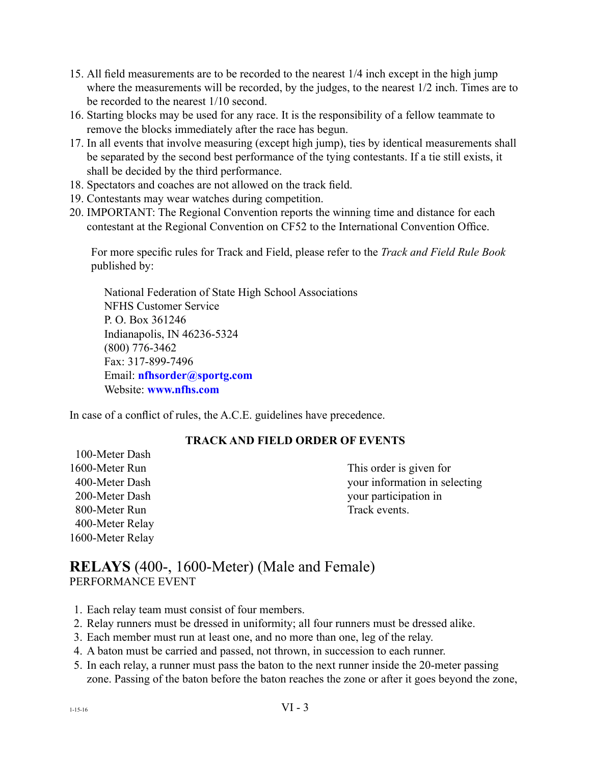15. All field measurements are to be recorded to the nearest 1/4 inch except in the high jump where the measurements will be recorded, by the judges, to the nearest 1/2 inch. Times are to be recorded to the nearest 1/10 second.
16. Starting blocks may be used for any race. It is the responsibility of a fellow teammate to remove the blocks immediately after the race has begun.
17. In all events that involve measuring (except high jump), ties by identical measurements shall be separated by the second best performance of the tying contestants. If a tie still exists, it shall be decided by the third performance.
18. Spectators and coaches are not allowed on the track field.
19. Contestants may wear watches during competition.
20. IMPORTANT: The Regional Convention reports the winning time and distance for each contestant at the Regional Convention on CF52 to the International Convention Office.

For more specific rules for Track and Field, please refer to the *Track and Field Rule Book* published by:

National Federation of State High School Associations
NFHS Customer Service
P. O. Box 361246
Indianapolis, IN 46236-5324
(800) 776-3462
Fax: 317-899-7496
Email: **nfhsorder@sportg.com**
Website: **www.nfhs.com**

In case of a conflict of rules, the A.C.E. guidelines have precedence.

**TRACK AND FIELD ORDER OF EVENTS**

100-Meter Dash
1600-Meter Run
400-Meter Dash
200-Meter Dash
800-Meter Run
400-Meter Relay
1600-Meter Relay

This order is given for your information in selecting your participation in Track events.

## **RELAYS** (400-, 1600-Meter) (Male and Female)

PERFORMANCE EVENT

1. Each relay team must consist of four members.
2. Relay runners must be dressed in uniformity; all four runners must be dressed alike.
3. Each member must run at least one, and no more than one, leg of the relay.
4. A baton must be carried and passed, not thrown, in succession to each runner.
5. In each relay, a runner must pass the baton to the next runner inside the 20-meter passing zone. Passing of the baton before the baton reaches the zone or after it goes beyond the zone,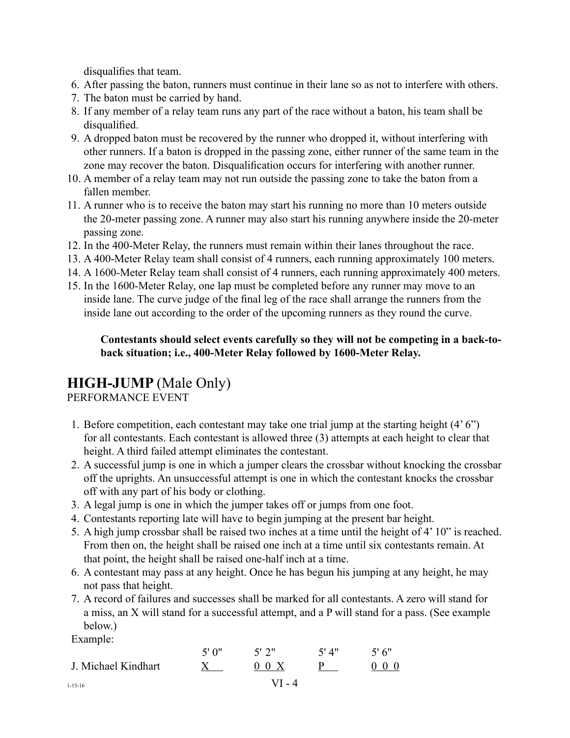disqualifies that team.

6. After passing the baton, runners must continue in their lane so as not to interfere with others.
7. The baton must be carried by hand.
8. If any member of a relay team runs any part of the race without a baton, his team shall be disqualified.
9. A dropped baton must be recovered by the runner who dropped it, without interfering with other runners. If a baton is dropped in the passing zone, either runner of the same team in the zone may recover the baton. Disqualification occurs for interfering with another runner.
10. A member of a relay team may not run outside the passing zone to take the baton from a fallen member.
11. A runner who is to receive the baton may start his running no more than 10 meters outside the 20-meter passing zone. A runner may also start his running anywhere inside the 20-meter passing zone.
12. In the 400-Meter Relay, the runners must remain within their lanes throughout the race.
13. A 400-Meter Relay team shall consist of 4 runners, each running approximately 100 meters.
14. A 1600-Meter Relay team shall consist of 4 runners, each running approximately 400 meters.
15. In the 1600-Meter Relay, one lap must be completed before any runner may move to an inside lane. The curve judge of the final leg of the race shall arrange the runners from the inside lane out according to the order of the upcoming runners as they round the curve.

**Contestants should select events carefully so they will not be competing in a back-to-back situation; i.e., 400-Meter Relay followed by 1600-Meter Relay.**

## **HIGH-JUMP** (Male Only)

PERFORMANCE EVENT

1. Before competition, each contestant may take one trial jump at the starting height (4' 6") for all contestants. Each contestant is allowed three (3) attempts at each height to clear that height. A third failed attempt eliminates the contestant.
2. A successful jump is one in which a jumper clears the crossbar without knocking the crossbar off the uprights. An unsuccessful attempt is one in which the contestant knocks the crossbar off with any part of his body or clothing.
3. A legal jump is one in which the jumper takes off or jumps from one foot.
4. Contestants reporting late will have to begin jumping at the present bar height.
5. A high jump crossbar shall be raised two inches at a time until the height of 4' 10" is reached. From then on, the height shall be raised one inch at a time until six contestants remain. At that point, the height shall be raised one-half inch at a time.
6. A contestant may pass at any height. Once he has begun his jumping at any height, he may not pass that height.
7. A record of failures and successes shall be marked for all contestants. A zero will stand for a miss, an X will stand for a successful attempt, and a P will stand for a pass. (See example below.)

Example:

| | 5' 0" | 5' 2" | 5' 4" | 5' 6" |
|---|---|---|---|---|
| J. Michael Kindhart | X | 0 0 X | P | 0 0 0 |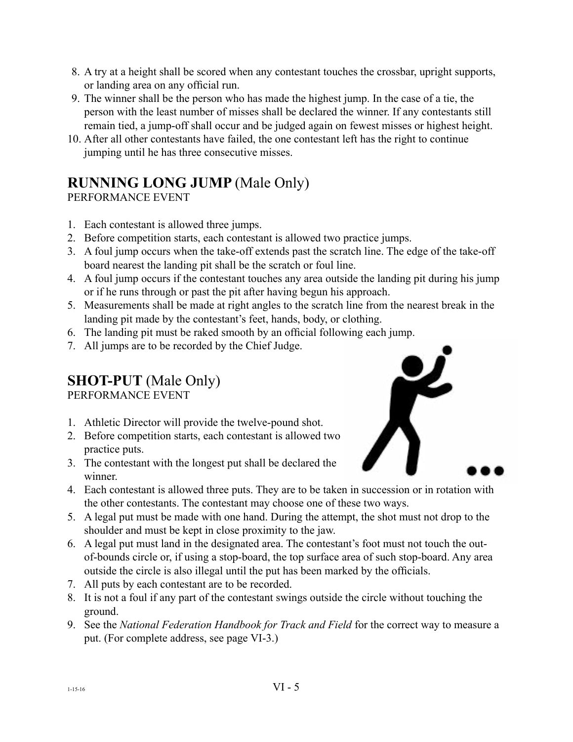8. A try at a height shall be scored when any contestant touches the crossbar, upright supports, or landing area on any official run.
9. The winner shall be the person who has made the highest jump. In the case of a tie, the person with the least number of misses shall be declared the winner. If any contestants still remain tied, a jump-off shall occur and be judged again on fewest misses or highest height.
10. After all other contestants have failed, the one contestant left has the right to continue jumping until he has three consecutive misses.

## **RUNNING LONG JUMP** (Male Only)

PERFORMANCE EVENT

1. Each contestant is allowed three jumps.
2. Before competition starts, each contestant is allowed two practice jumps.
3. A foul jump occurs when the take-off extends past the scratch line. The edge of the take-off board nearest the landing pit shall be the scratch or foul line.
4. A foul jump occurs if the contestant touches any area outside the landing pit during his jump or if he runs through or past the pit after having begun his approach.
5. Measurements shall be made at right angles to the scratch line from the nearest break in the landing pit made by the contestant's feet, hands, body, or clothing.
6. The landing pit must be raked smooth by an official following each jump.
7. All jumps are to be recorded by the Chief Judge.

## **SHOT-PUT** (Male Only)

PERFORMANCE EVENT

1. Athletic Director will provide the twelve-pound shot.
2. Before competition starts, each contestant is allowed two practice puts.
3. The contestant with the longest put shall be declared the winner.
4. Each contestant is allowed three puts. They are to be taken in succession or in rotation with the other contestants. The contestant may choose one of these two ways.
5. A legal put must be made with one hand. During the attempt, the shot must not drop to the shoulder and must be kept in close proximity to the jaw.
6. A legal put must land in the designated area. The contestant's foot must not touch the out-of-bounds circle or, if using a stop-board, the top surface area of such stop-board. Any area outside the circle is also illegal until the put has been marked by the officials.
7. All puts by each contestant are to be recorded.
8. It is not a foul if any part of the contestant swings outside the circle without touching the ground.
9. See the *National Federation Handbook for Track and Field* for the correct way to measure a put. (For complete address, see page VI-3.)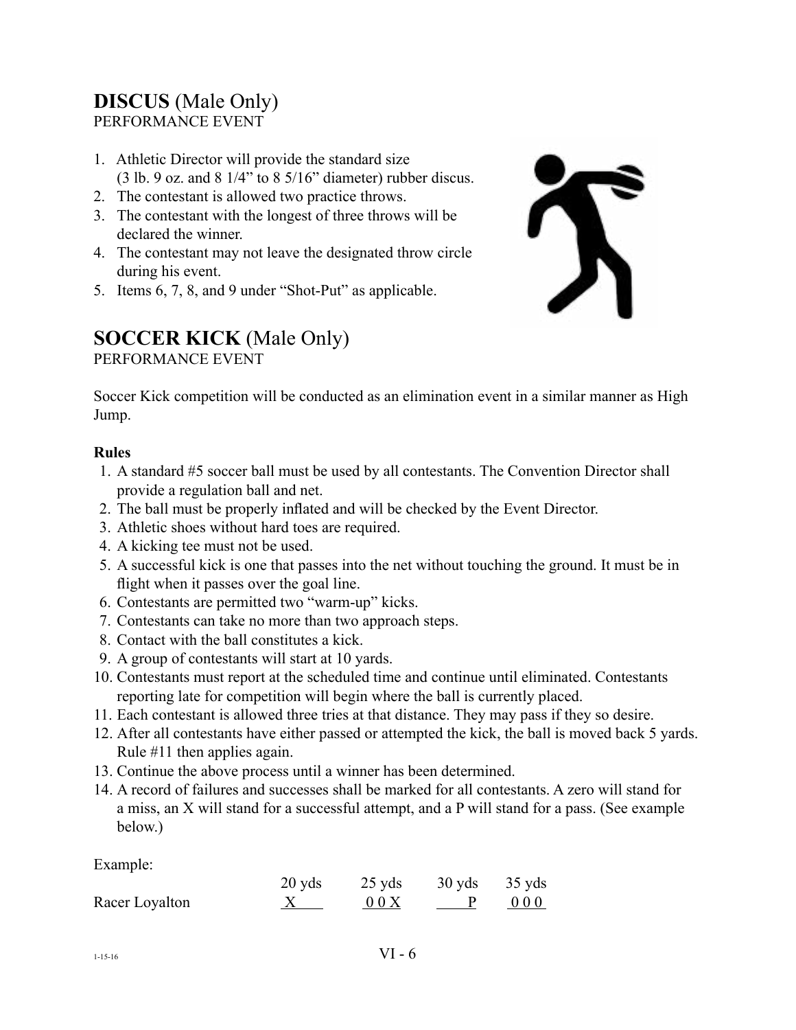## **DISCUS** (Male Only)
PERFORMANCE EVENT

1. Athletic Director will provide the standard size (3 lb. 9 oz. and 8 1/4" to 8 5/16" diameter) rubber discus.
2. The contestant is allowed two practice throws.
3. The contestant with the longest of three throws will be declared the winner.
4. The contestant may not leave the designated throw circle during his event.
5. Items 6, 7, 8, and 9 under "Shot-Put" as applicable.

## **SOCCER KICK** (Male Only)
PERFORMANCE EVENT

Soccer Kick competition will be conducted as an elimination event in a similar manner as High Jump.

**Rules**

1. A standard #5 soccer ball must be used by all contestants. The Convention Director shall provide a regulation ball and net.
2. The ball must be properly inflated and will be checked by the Event Director.
3. Athletic shoes without hard toes are required.
4. A kicking tee must not be used.
5. A successful kick is one that passes into the net without touching the ground. It must be in flight when it passes over the goal line.
6. Contestants are permitted two "warm-up" kicks.
7. Contestants can take no more than two approach steps.
8. Contact with the ball constitutes a kick.
9. A group of contestants will start at 10 yards.
10. Contestants must report at the scheduled time and continue until eliminated. Contestants reporting late for competition will begin where the ball is currently placed.
11. Each contestant is allowed three tries at that distance. They may pass if they so desire.
12. After all contestants have either passed or attempted the kick, the ball is moved back 5 yards. Rule #11 then applies again.
13. Continue the above process until a winner has been determined.
14. A record of failures and successes shall be marked for all contestants. A zero will stand for a miss, an X will stand for a successful attempt, and a P will stand for a pass. (See example below.)

Example:

| | 20 yds | 25 yds | 30 yds | 35 yds |
|---|---|---|---|---|
| Racer Loyalton | X | 0 0 X | P | 0 0 0 |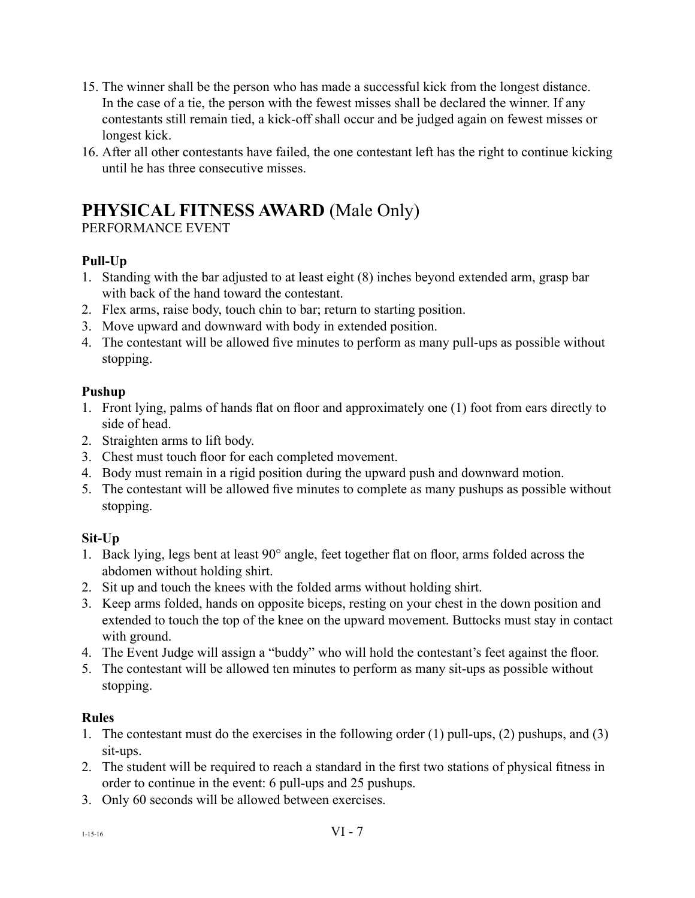15. The winner shall be the person who has made a successful kick from the longest distance. In the case of a tie, the person with the fewest misses shall be declared the winner. If any contestants still remain tied, a kick-off shall occur and be judged again on fewest misses or longest kick.
16. After all other contestants have failed, the one contestant left has the right to continue kicking until he has three consecutive misses.

## PHYSICAL FITNESS AWARD (Male Only)

PERFORMANCE EVENT

**Pull-Up**

1. Standing with the bar adjusted to at least eight (8) inches beyond extended arm, grasp bar with back of the hand toward the contestant.
2. Flex arms, raise body, touch chin to bar; return to starting position.
3. Move upward and downward with body in extended position.
4. The contestant will be allowed five minutes to perform as many pull-ups as possible without stopping.

**Pushup**

1. Front lying, palms of hands flat on floor and approximately one (1) foot from ears directly to side of head.
2. Straighten arms to lift body.
3. Chest must touch floor for each completed movement.
4. Body must remain in a rigid position during the upward push and downward motion.
5. The contestant will be allowed five minutes to complete as many pushups as possible without stopping.

**Sit-Up**

1. Back lying, legs bent at least 90° angle, feet together flat on floor, arms folded across the abdomen without holding shirt.
2. Sit up and touch the knees with the folded arms without holding shirt.
3. Keep arms folded, hands on opposite biceps, resting on your chest in the down position and extended to touch the top of the knee on the upward movement. Buttocks must stay in contact with ground.
4. The Event Judge will assign a "buddy" who will hold the contestant's feet against the floor.
5. The contestant will be allowed ten minutes to perform as many sit-ups as possible without stopping.

**Rules**

1. The contestant must do the exercises in the following order (1) pull-ups, (2) pushups, and (3) sit-ups.
2. The student will be required to reach a standard in the first two stations of physical fitness in order to continue in the event: 6 pull-ups and 25 pushups.
3. Only 60 seconds will be allowed between exercises.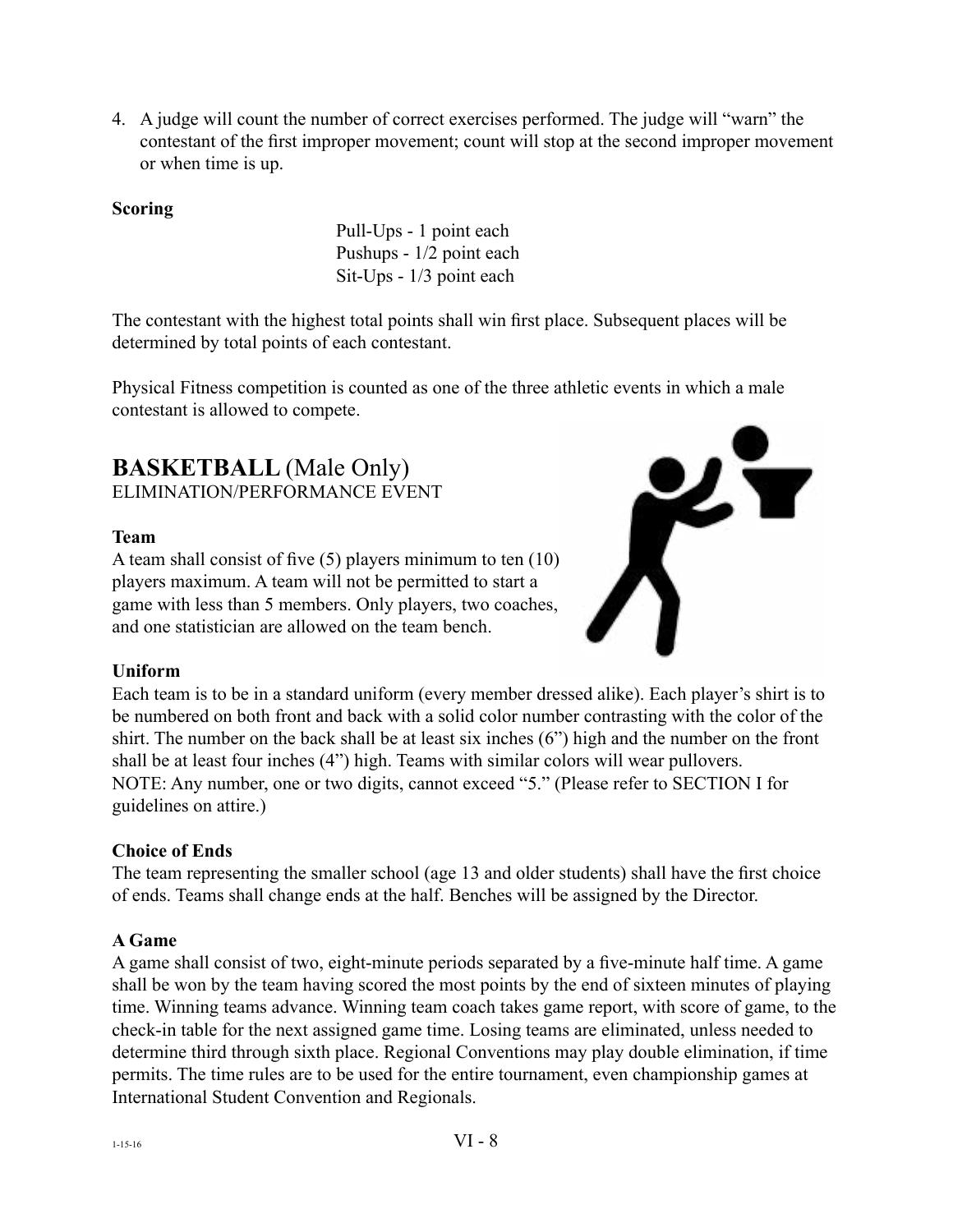4. A judge will count the number of correct exercises performed. The judge will "warn" the contestant of the first improper movement; count will stop at the second improper movement or when time is up.

**Scoring**

Pull-Ups - 1 point each
Pushups - 1/2 point each
Sit-Ups - 1/3 point each

The contestant with the highest total points shall win first place. Subsequent places will be determined by total points of each contestant.

Physical Fitness competition is counted as one of the three athletic events in which a male contestant is allowed to compete.

## BASKETBALL (Male Only)

ELIMINATION/PERFORMANCE EVENT

**Team**

A team shall consist of five (5) players minimum to ten (10) players maximum. A team will not be permitted to start a game with less than 5 members. Only players, two coaches, and one statistician are allowed on the team bench.

**Uniform**

Each team is to be in a standard uniform (every member dressed alike). Each player's shirt is to be numbered on both front and back with a solid color number contrasting with the color of the shirt. The number on the back shall be at least six inches (6") high and the number on the front shall be at least four inches (4") high. Teams with similar colors will wear pullovers.
NOTE: Any number, one or two digits, cannot exceed "5." (Please refer to SECTION I for guidelines on attire.)

**Choice of Ends**

The team representing the smaller school (age 13 and older students) shall have the first choice of ends. Teams shall change ends at the half. Benches will be assigned by the Director.

**A Game**

A game shall consist of two, eight-minute periods separated by a five-minute half time. A game shall be won by the team having scored the most points by the end of sixteen minutes of playing time. Winning teams advance. Winning team coach takes game report, with score of game, to the check-in table for the next assigned game time. Losing teams are eliminated, unless needed to determine third through sixth place. Regional Conventions may play double elimination, if time permits. The time rules are to be used for the entire tournament, even championship games at International Student Convention and Regionals.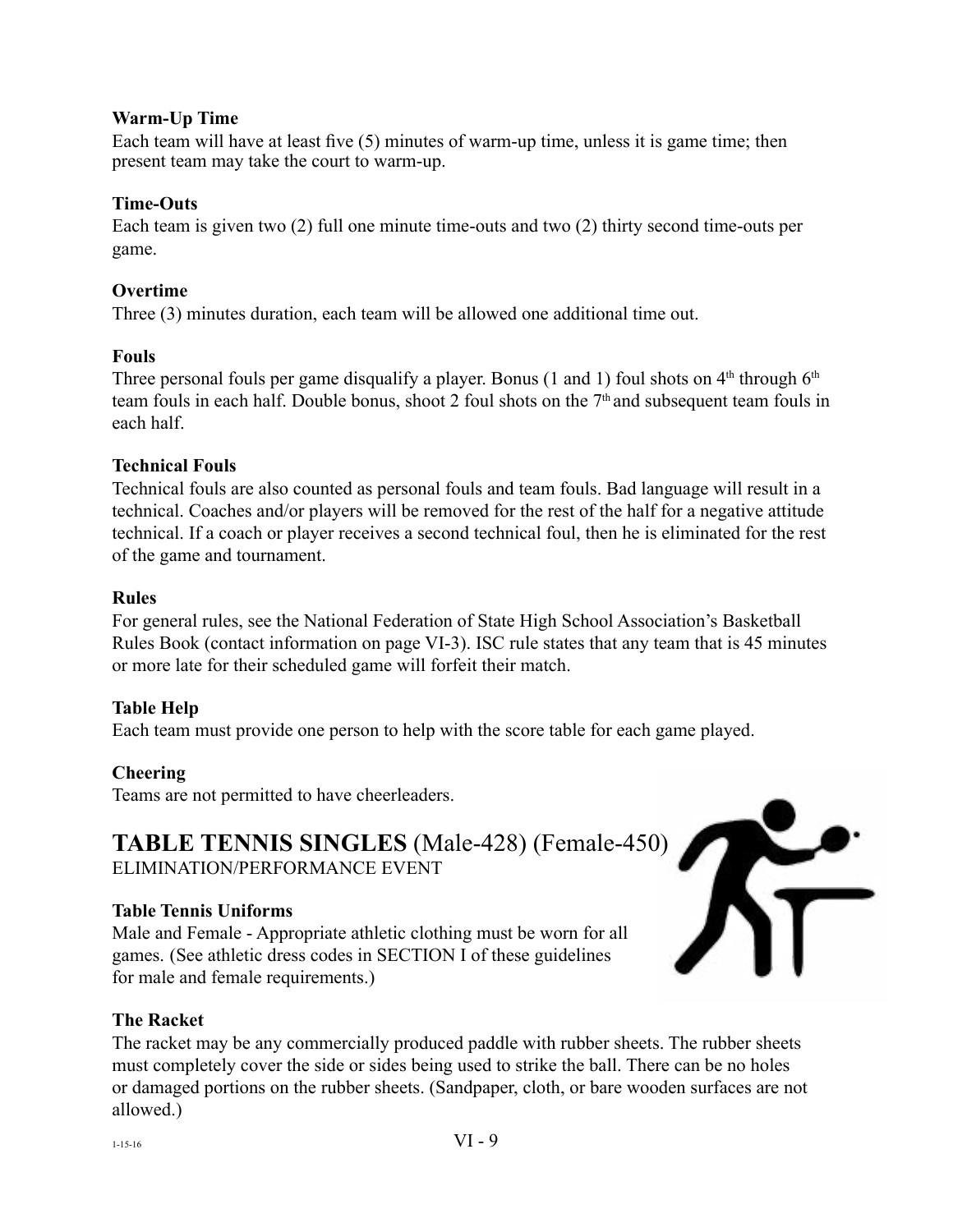**Warm-Up Time**
Each team will have at least five (5) minutes of warm-up time, unless it is game time; then present team may take the court to warm-up.

**Time-Outs**
Each team is given two (2) full one minute time-outs and two (2) thirty second time-outs per game.

**Overtime**
Three (3) minutes duration, each team will be allowed one additional time out.

**Fouls**
Three personal fouls per game disqualify a player. Bonus (1 and 1) foul shots on 4th through 6th team fouls in each half. Double bonus, shoot 2 foul shots on the 7th and subsequent team fouls in each half.

**Technical Fouls**
Technical fouls are also counted as personal fouls and team fouls. Bad language will result in a technical. Coaches and/or players will be removed for the rest of the half for a negative attitude technical. If a coach or player receives a second technical foul, then he is eliminated for the rest of the game and tournament.

**Rules**
For general rules, see the National Federation of State High School Association's Basketball Rules Book (contact information on page VI-3). ISC rule states that any team that is 45 minutes or more late for their scheduled game will forfeit their match.

**Table Help**
Each team must provide one person to help with the score table for each game played.

**Cheering**
Teams are not permitted to have cheerleaders.

## TABLE TENNIS SINGLES (Male-428) (Female-450)
ELIMINATION/PERFORMANCE EVENT

**Table Tennis Uniforms**
Male and Female - Appropriate athletic clothing must be worn for all games. (See athletic dress codes in SECTION I of these guidelines for male and female requirements.)

**The Racket**
The racket may be any commercially produced paddle with rubber sheets. The rubber sheets must completely cover the side or sides being used to strike the ball. There can be no holes or damaged portions on the rubber sheets. (Sandpaper, cloth, or bare wooden surfaces are not allowed.)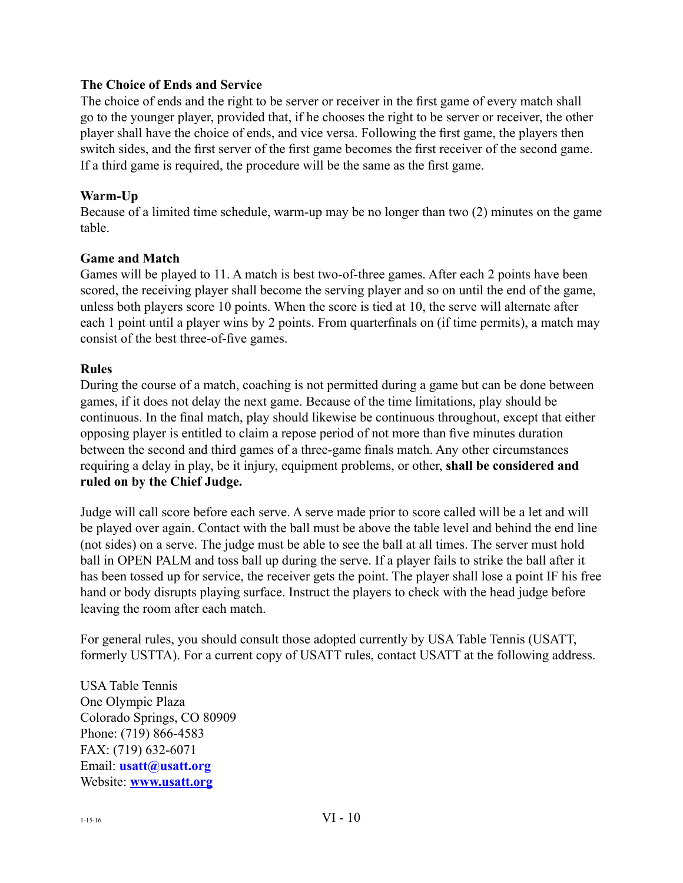**The Choice of Ends and Service**

The choice of ends and the right to be server or receiver in the first game of every match shall go to the younger player, provided that, if he chooses the right to be server or receiver, the other player shall have the choice of ends, and vice versa. Following the first game, the players then switch sides, and the first server of the first game becomes the first receiver of the second game. If a third game is required, the procedure will be the same as the first game.

**Warm-Up**

Because of a limited time schedule, warm-up may be no longer than two (2) minutes on the game table.

**Game and Match**

Games will be played to 11. A match is best two-of-three games. After each 2 points have been scored, the receiving player shall become the serving player and so on until the end of the game, unless both players score 10 points. When the score is tied at 10, the serve will alternate after each 1 point until a player wins by 2 points. From quarterfinals on (if time permits), a match may consist of the best three-of-five games.

**Rules**

During the course of a match, coaching is not permitted during a game but can be done between games, if it does not delay the next game. Because of the time limitations, play should be continuous. In the final match, play should likewise be continuous throughout, except that either opposing player is entitled to claim a repose period of not more than five minutes duration between the second and third games of a three-game finals match. Any other circumstances requiring a delay in play, be it injury, equipment problems, or other, **shall be considered and ruled on by the Chief Judge.**

Judge will call score before each serve. A serve made prior to score called will be a let and will be played over again. Contact with the ball must be above the table level and behind the end line (not sides) on a serve. The judge must be able to see the ball at all times. The server must hold ball in OPEN PALM and toss ball up during the serve. If a player fails to strike the ball after it has been tossed up for service, the receiver gets the point. The player shall lose a point IF his free hand or body disrupts playing surface. Instruct the players to check with the head judge before leaving the room after each match.

For general rules, you should consult those adopted currently by USA Table Tennis (USATT, formerly USTTA). For a current copy of USATT rules, contact USATT at the following address.

USA Table Tennis
One Olympic Plaza
Colorado Springs, CO 80909
Phone: (719) 866-4583
FAX: (719) 632-6071
Email: **usatt@usatt.org**
Website: **www.usatt.org**

1-15-16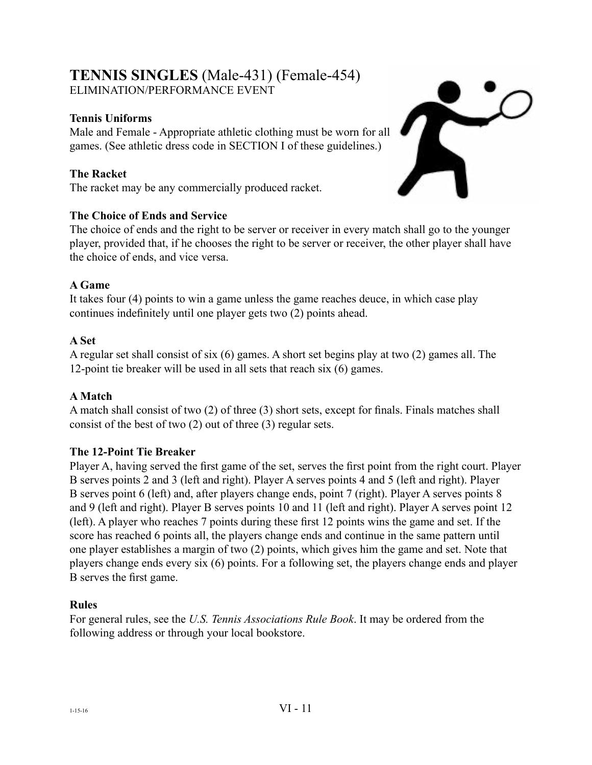# TENNIS SINGLES (Male-431) (Female-454)

ELIMINATION/PERFORMANCE EVENT

**Tennis Uniforms**

Male and Female - Appropriate athletic clothing must be worn for all games. (See athletic dress code in SECTION I of these guidelines.)

**The Racket**

The racket may be any commercially produced racket.

**The Choice of Ends and Service**

The choice of ends and the right to be server or receiver in every match shall go to the younger player, provided that, if he chooses the right to be server or receiver, the other player shall have the choice of ends, and vice versa.

**A Game**

It takes four (4) points to win a game unless the game reaches deuce, in which case play continues indefinitely until one player gets two (2) points ahead.

**A Set**

A regular set shall consist of six (6) games. A short set begins play at two (2) games all. The 12-point tie breaker will be used in all sets that reach six (6) games.

**A Match**

A match shall consist of two (2) of three (3) short sets, except for finals. Finals matches shall consist of the best of two (2) out of three (3) regular sets.

**The 12-Point Tie Breaker**

Player A, having served the first game of the set, serves the first point from the right court. Player B serves points 2 and 3 (left and right). Player A serves points 4 and 5 (left and right). Player B serves point 6 (left) and, after players change ends, point 7 (right). Player A serves points 8 and 9 (left and right). Player B serves points 10 and 11 (left and right). Player A serves point 12 (left). A player who reaches 7 points during these first 12 points wins the game and set. If the score has reached 6 points all, the players change ends and continue in the same pattern until one player establishes a margin of two (2) points, which gives him the game and set. Note that players change ends every six (6) points. For a following set, the players change ends and player B serves the first game.

**Rules**

For general rules, see the *U.S. Tennis Associations Rule Book*. It may be ordered from the following address or through your local bookstore.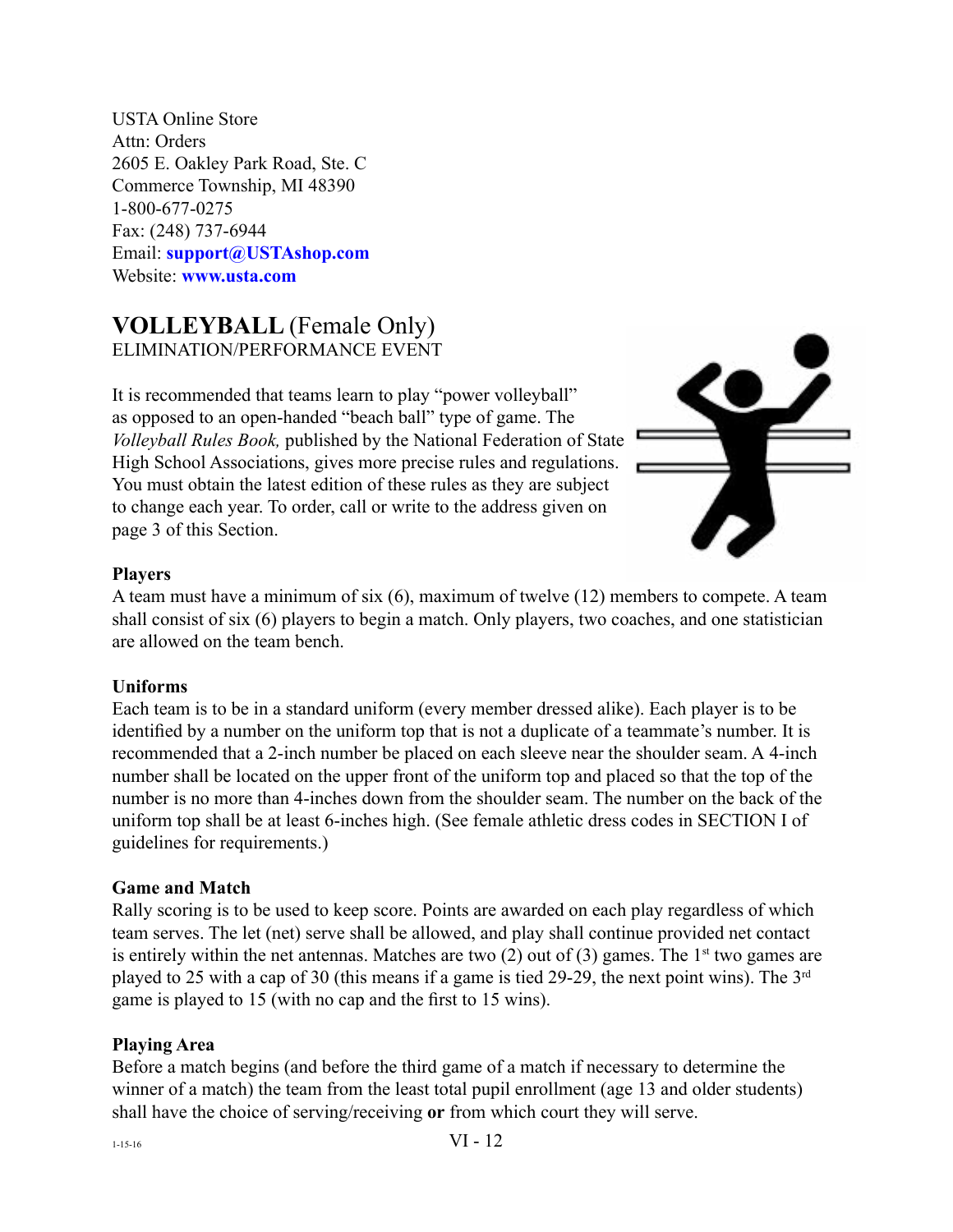USTA Online Store
Attn: Orders
2605 E. Oakley Park Road, Ste. C
Commerce Township, MI 48390
1-800-677-0275
Fax: (248) 737-6944
Email: **support@USTAshop.com**
Website: **www.usta.com**

## **VOLLEYBALL** (Female Only)

ELIMINATION/PERFORMANCE EVENT

It is recommended that teams learn to play "power volleyball" as opposed to an open-handed "beach ball" type of game. The *Volleyball Rules Book,* published by the National Federation of State High School Associations, gives more precise rules and regulations. You must obtain the latest edition of these rules as they are subject to change each year. To order, call or write to the address given on page 3 of this Section.

**Players**
A team must have a minimum of six (6), maximum of twelve (12) members to compete. A team shall consist of six (6) players to begin a match. Only players, two coaches, and one statistician are allowed on the team bench.

**Uniforms**
Each team is to be in a standard uniform (every member dressed alike). Each player is to be identified by a number on the uniform top that is not a duplicate of a teammate's number. It is recommended that a 2-inch number be placed on each sleeve near the shoulder seam. A 4-inch number shall be located on the upper front of the uniform top and placed so that the top of the number is no more than 4-inches down from the shoulder seam. The number on the back of the uniform top shall be at least 6-inches high. (See female athletic dress codes in SECTION I of guidelines for requirements.)

**Game and Match**
Rally scoring is to be used to keep score. Points are awarded on each play regardless of which team serves. The let (net) serve shall be allowed, and play shall continue provided net contact is entirely within the net antennas. Matches are two (2) out of (3) games. The 1st two games are played to 25 with a cap of 30 (this means if a game is tied 29-29, the next point wins). The 3rd game is played to 15 (with no cap and the first to 15 wins).

**Playing Area**
Before a match begins (and before the third game of a match if necessary to determine the winner of a match) the team from the least total pupil enrollment (age 13 and older students) shall have the choice of serving/receiving **or** from which court they will serve.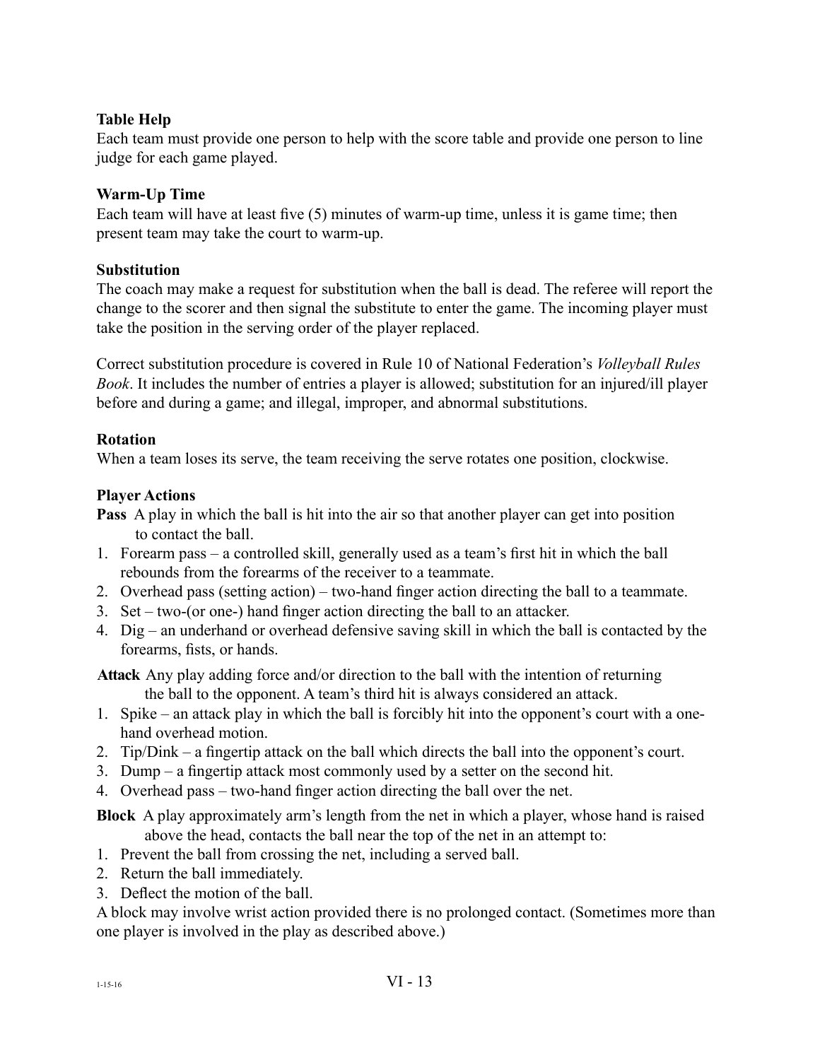**Table Help**

Each team must provide one person to help with the score table and provide one person to line judge for each game played.

**Warm-Up Time**

Each team will have at least five (5) minutes of warm-up time, unless it is game time; then present team may take the court to warm-up.

**Substitution**

The coach may make a request for substitution when the ball is dead. The referee will report the change to the scorer and then signal the substitute to enter the game. The incoming player must take the position in the serving order of the player replaced.

Correct substitution procedure is covered in Rule 10 of National Federation's *Volleyball Rules Book*. It includes the number of entries a player is allowed; substitution for an injured/ill player before and during a game; and illegal, improper, and abnormal substitutions.

**Rotation**

When a team loses its serve, the team receiving the serve rotates one position, clockwise.

**Player Actions**

**Pass** A play in which the ball is hit into the air so that another player can get into position to contact the ball.

1. Forearm pass – a controlled skill, generally used as a team's first hit in which the ball rebounds from the forearms of the receiver to a teammate.
2. Overhead pass (setting action) – two-hand finger action directing the ball to a teammate.
3. Set – two-(or one-) hand finger action directing the ball to an attacker.
4. Dig – an underhand or overhead defensive saving skill in which the ball is contacted by the forearms, fists, or hands.

**Attack** Any play adding force and/or direction to the ball with the intention of returning the ball to the opponent. A team's third hit is always considered an attack.

1. Spike – an attack play in which the ball is forcibly hit into the opponent's court with a one-hand overhead motion.
2. Tip/Dink – a fingertip attack on the ball which directs the ball into the opponent's court.
3. Dump – a fingertip attack most commonly used by a setter on the second hit.
4. Overhead pass – two-hand finger action directing the ball over the net.

**Block** A play approximately arm's length from the net in which a player, whose hand is raised above the head, contacts the ball near the top of the net in an attempt to:

1. Prevent the ball from crossing the net, including a served ball.
2. Return the ball immediately.
3. Deflect the motion of the ball.

A block may involve wrist action provided there is no prolonged contact. (Sometimes more than one player is involved in the play as described above.)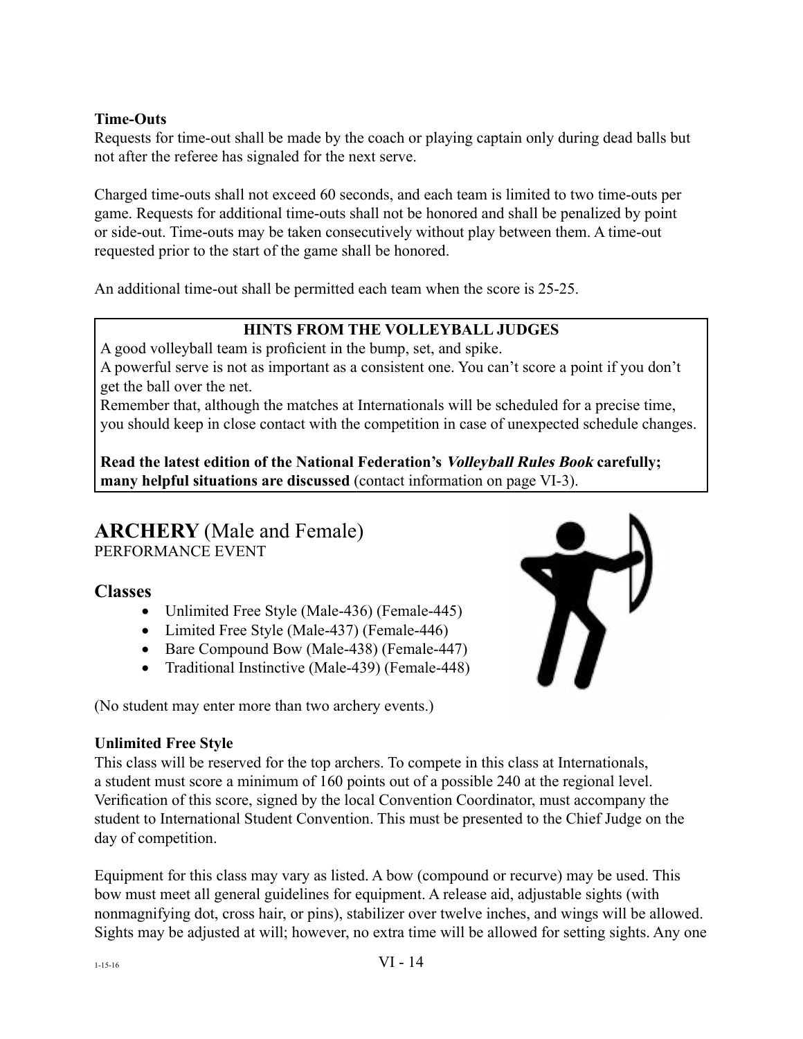**Time-Outs**

Requests for time-out shall be made by the coach or playing captain only during dead balls but not after the referee has signaled for the next serve.

Charged time-outs shall not exceed 60 seconds, and each team is limited to two time-outs per game. Requests for additional time-outs shall not be honored and shall be penalized by point or side-out. Time-outs may be taken consecutively without play between them. A time-out requested prior to the start of the game shall be honored.

An additional time-out shall be permitted each team when the score is 25-25.

> **HINTS FROM THE VOLLEYBALL JUDGES**
>
> A good volleyball team is proficient in the bump, set, and spike.
>
> A powerful serve is not as important as a consistent one. You can't score a point if you don't get the ball over the net.
>
> Remember that, although the matches at Internationals will be scheduled for a precise time, you should keep in close contact with the competition in case of unexpected schedule changes.
>
> **Read the latest edition of the National Federation's *Volleyball Rules Book* carefully; many helpful situations are discussed** (contact information on page VI-3).

# ARCHERY (Male and Female)

PERFORMANCE EVENT

## Classes

- Unlimited Free Style (Male-436) (Female-445)
- Limited Free Style (Male-437) (Female-446)
- Bare Compound Bow (Male-438) (Female-447)
- Traditional Instinctive (Male-439) (Female-448)

(No student may enter more than two archery events.)

**Unlimited Free Style**

This class will be reserved for the top archers. To compete in this class at Internationals, a student must score a minimum of 160 points out of a possible 240 at the regional level. Verification of this score, signed by the local Convention Coordinator, must accompany the student to International Student Convention. This must be presented to the Chief Judge on the day of competition.

Equipment for this class may vary as listed. A bow (compound or recurve) may be used. This bow must meet all general guidelines for equipment. A release aid, adjustable sights (with nonmagnifying dot, cross hair, or pins), stabilizer over twelve inches, and wings will be allowed. Sights may be adjusted at will; however, no extra time will be allowed for setting sights. Any one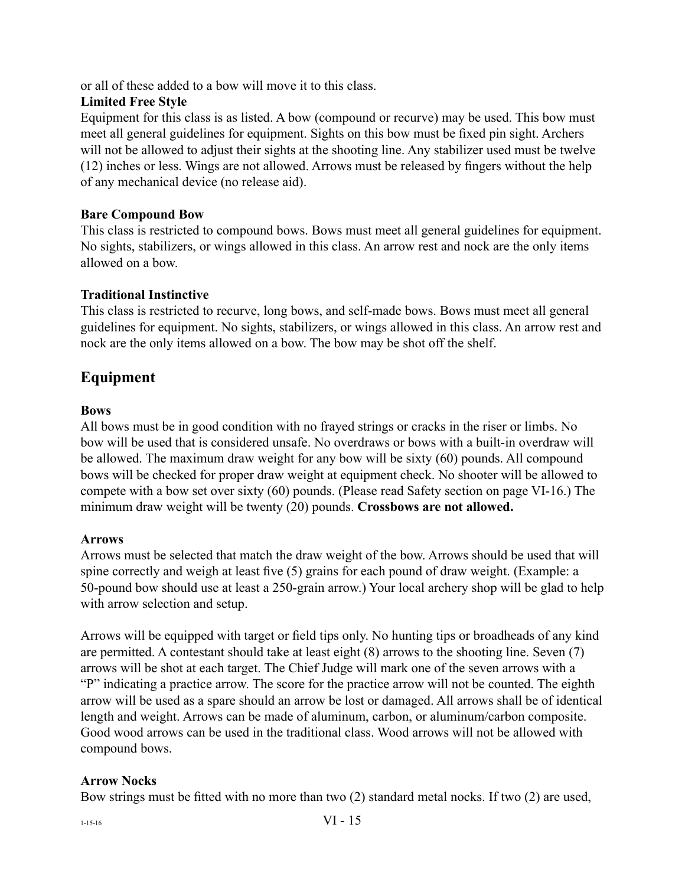or all of these added to a bow will move it to this class.

**Limited Free Style**

Equipment for this class is as listed. A bow (compound or recurve) may be used. This bow must meet all general guidelines for equipment. Sights on this bow must be fixed pin sight. Archers will not be allowed to adjust their sights at the shooting line. Any stabilizer used must be twelve (12) inches or less. Wings are not allowed. Arrows must be released by fingers without the help of any mechanical device (no release aid).

**Bare Compound Bow**

This class is restricted to compound bows. Bows must meet all general guidelines for equipment. No sights, stabilizers, or wings allowed in this class. An arrow rest and nock are the only items allowed on a bow.

**Traditional Instinctive**

This class is restricted to recurve, long bows, and self-made bows. Bows must meet all general guidelines for equipment. No sights, stabilizers, or wings allowed in this class. An arrow rest and nock are the only items allowed on a bow. The bow may be shot off the shelf.

## Equipment

**Bows**

All bows must be in good condition with no frayed strings or cracks in the riser or limbs. No bow will be used that is considered unsafe. No overdraws or bows with a built-in overdraw will be allowed. The maximum draw weight for any bow will be sixty (60) pounds. All compound bows will be checked for proper draw weight at equipment check. No shooter will be allowed to compete with a bow set over sixty (60) pounds. (Please read Safety section on page VI-16.) The minimum draw weight will be twenty (20) pounds. **Crossbows are not allowed.**

**Arrows**

Arrows must be selected that match the draw weight of the bow. Arrows should be used that will spine correctly and weigh at least five (5) grains for each pound of draw weight. (Example: a 50-pound bow should use at least a 250-grain arrow.) Your local archery shop will be glad to help with arrow selection and setup.

Arrows will be equipped with target or field tips only. No hunting tips or broadheads of any kind are permitted. A contestant should take at least eight (8) arrows to the shooting line. Seven (7) arrows will be shot at each target. The Chief Judge will mark one of the seven arrows with a "P" indicating a practice arrow. The score for the practice arrow will not be counted. The eighth arrow will be used as a spare should an arrow be lost or damaged. All arrows shall be of identical length and weight. Arrows can be made of aluminum, carbon, or aluminum/carbon composite. Good wood arrows can be used in the traditional class. Wood arrows will not be allowed with compound bows.

**Arrow Nocks**

Bow strings must be fitted with no more than two (2) standard metal nocks. If two (2) are used,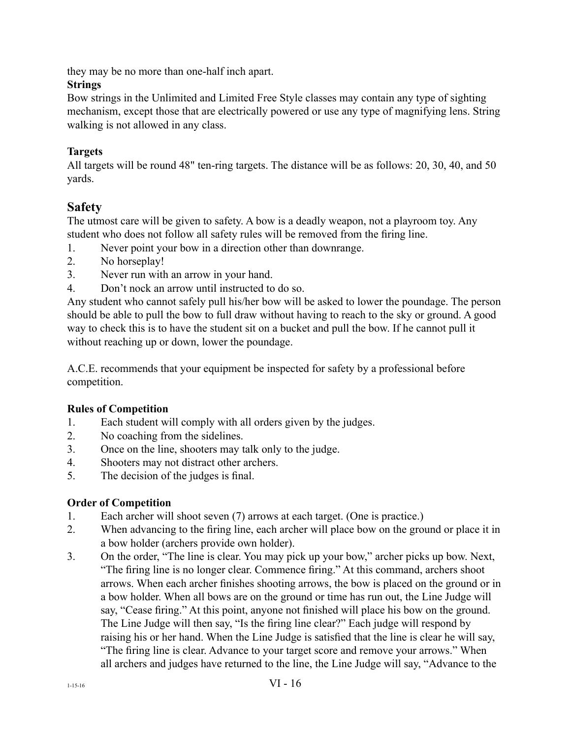they may be no more than one-half inch apart.

**Strings**

Bow strings in the Unlimited and Limited Free Style classes may contain any type of sighting mechanism, except those that are electrically powered or use any type of magnifying lens. String walking is not allowed in any class.

**Targets**

All targets will be round 48" ten-ring targets. The distance will be as follows: 20, 30, 40, and 50 yards.

## Safety

The utmost care will be given to safety. A bow is a deadly weapon, not a playroom toy. Any student who does not follow all safety rules will be removed from the firing line.

1. Never point your bow in a direction other than downrange.
2. No horseplay!
3. Never run with an arrow in your hand.
4. Don't nock an arrow until instructed to do so.

Any student who cannot safely pull his/her bow will be asked to lower the poundage. The person should be able to pull the bow to full draw without having to reach to the sky or ground. A good way to check this is to have the student sit on a bucket and pull the bow. If he cannot pull it without reaching up or down, lower the poundage.

A.C.E. recommends that your equipment be inspected for safety by a professional before competition.

**Rules of Competition**

1. Each student will comply with all orders given by the judges.
2. No coaching from the sidelines.
3. Once on the line, shooters may talk only to the judge.
4. Shooters may not distract other archers.
5. The decision of the judges is final.

**Order of Competition**

1. Each archer will shoot seven (7) arrows at each target. (One is practice.)
2. When advancing to the firing line, each archer will place bow on the ground or place it in a bow holder (archers provide own holder).
3. On the order, "The line is clear. You may pick up your bow," archer picks up bow. Next, "The firing line is no longer clear. Commence firing." At this command, archers shoot arrows. When each archer finishes shooting arrows, the bow is placed on the ground or in a bow holder. When all bows are on the ground or time has run out, the Line Judge will say, "Cease firing." At this point, anyone not finished will place his bow on the ground. The Line Judge will then say, "Is the firing line clear?" Each judge will respond by raising his or her hand. When the Line Judge is satisfied that the line is clear he will say, "The firing line is clear. Advance to your target score and remove your arrows." When all archers and judges have returned to the line, the Line Judge will say, "Advance to the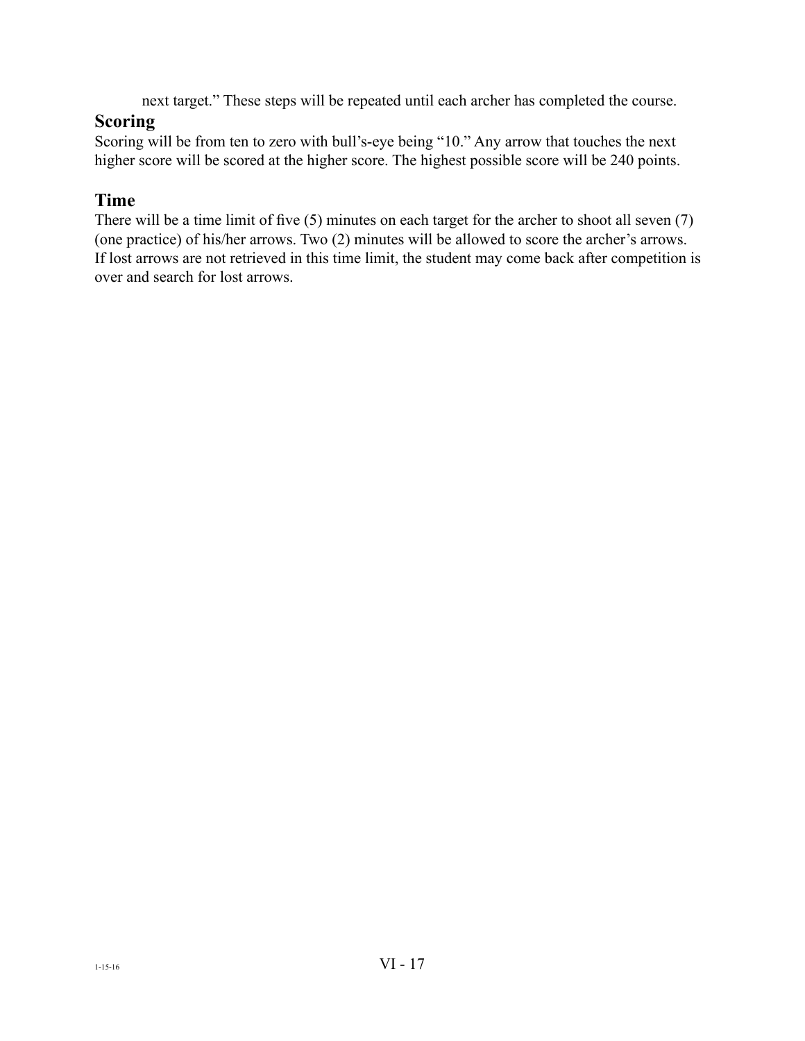next target." These steps will be repeated until each archer has completed the course.

## Scoring

Scoring will be from ten to zero with bull's-eye being "10." Any arrow that touches the next higher score will be scored at the higher score. The highest possible score will be 240 points.

## Time

There will be a time limit of five (5) minutes on each target for the archer to shoot all seven (7) (one practice) of his/her arrows. Two (2) minutes will be allowed to score the archer's arrows. If lost arrows are not retrieved in this time limit, the student may come back after competition is over and search for lost arrows.